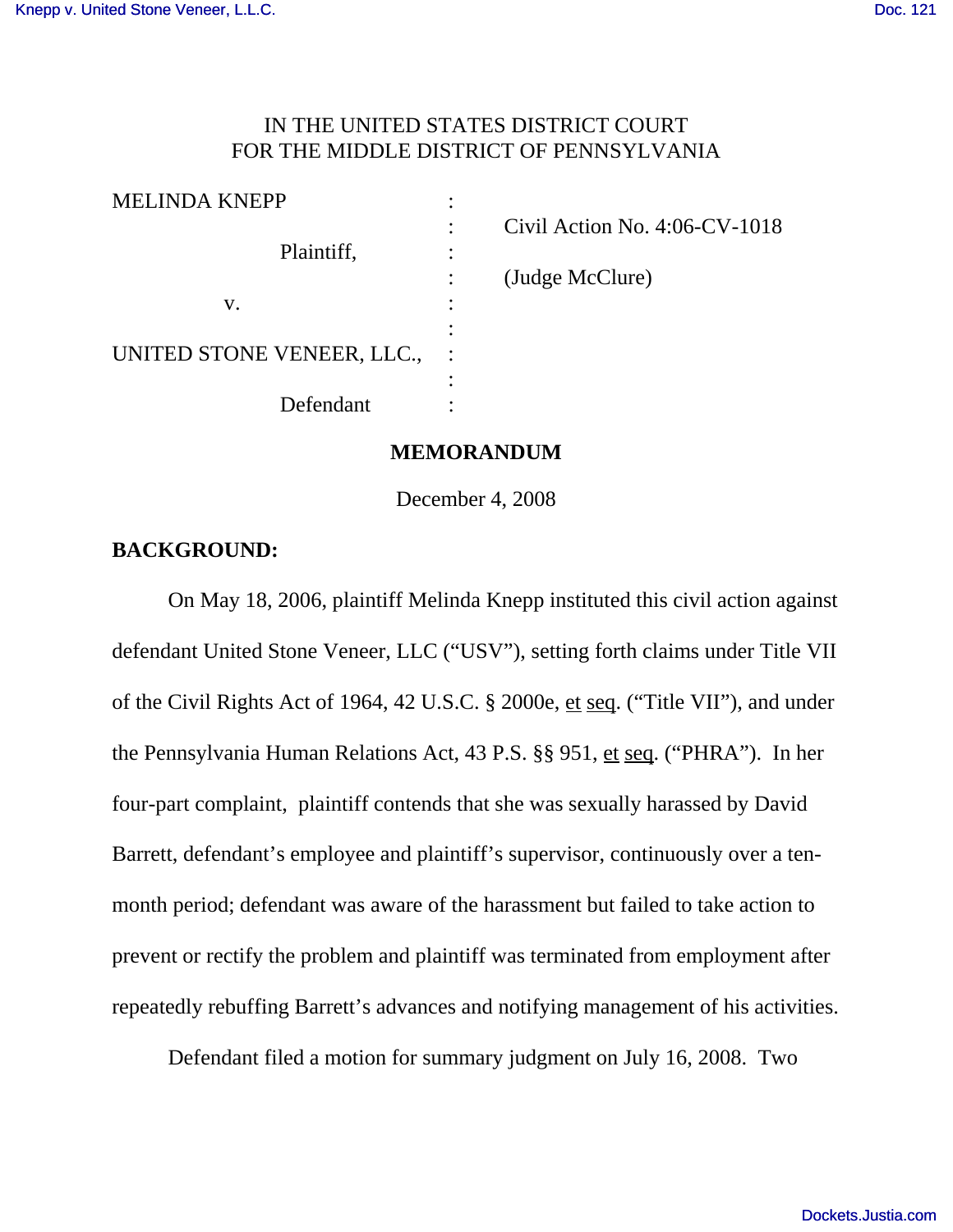IN THE UNITED STATES DISTRICT COURT
FOR THE MIDDLE DISTRICT OF PENNSYLVANIA

| | | |
|---|---|---|
| MELINDA KNEPP | : | |
| | : | Civil Action No. 4:06-CV-1018 |
| Plaintiff, | : | |
| | : | (Judge McClure) |
| v. | : | |
| | : | |
| UNITED STONE VENEER, LLC., | : | |
| | : | |
| Defendant | : | |

**MEMORANDUM**

December 4, 2008

**BACKGROUND:**

On May 18, 2006, plaintiff Melinda Knepp instituted this civil action against defendant United Stone Veneer, LLC ("USV"), setting forth claims under Title VII of the Civil Rights Act of 1964, 42 U.S.C. § 2000e, et seq. ("Title VII"), and under the Pennsylvania Human Relations Act, 43 P.S. §§ 951, et seq. ("PHRA"). In her four-part complaint, plaintiff contends that she was sexually harassed by David Barrett, defendant's employee and plaintiff's supervisor, continuously over a ten-month period; defendant was aware of the harassment but failed to take action to prevent or rectify the problem and plaintiff was terminated from employment after repeatedly rebuffing Barrett's advances and notifying management of his activities.

Defendant filed a motion for summary judgment on July 16, 2008. Two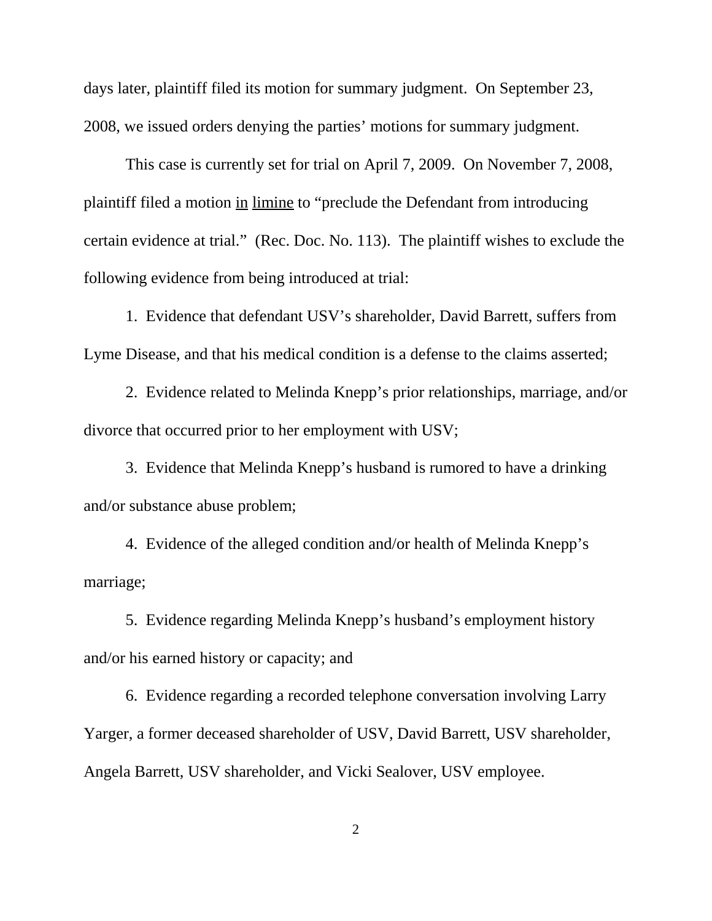days later, plaintiff filed its motion for summary judgment. On September 23, 2008, we issued orders denying the parties' motions for summary judgment.

This case is currently set for trial on April 7, 2009. On November 7, 2008, plaintiff filed a motion in limine to "preclude the Defendant from introducing certain evidence at trial." (Rec. Doc. No. 113). The plaintiff wishes to exclude the following evidence from being introduced at trial:

1. Evidence that defendant USV's shareholder, David Barrett, suffers from Lyme Disease, and that his medical condition is a defense to the claims asserted;

2. Evidence related to Melinda Knepp's prior relationships, marriage, and/or divorce that occurred prior to her employment with USV;

3. Evidence that Melinda Knepp's husband is rumored to have a drinking and/or substance abuse problem;

4. Evidence of the alleged condition and/or health of Melinda Knepp's marriage;

5. Evidence regarding Melinda Knepp's husband's employment history and/or his earned history or capacity; and

6. Evidence regarding a recorded telephone conversation involving Larry Yarger, a former deceased shareholder of USV, David Barrett, USV shareholder, Angela Barrett, USV shareholder, and Vicki Sealover, USV employee.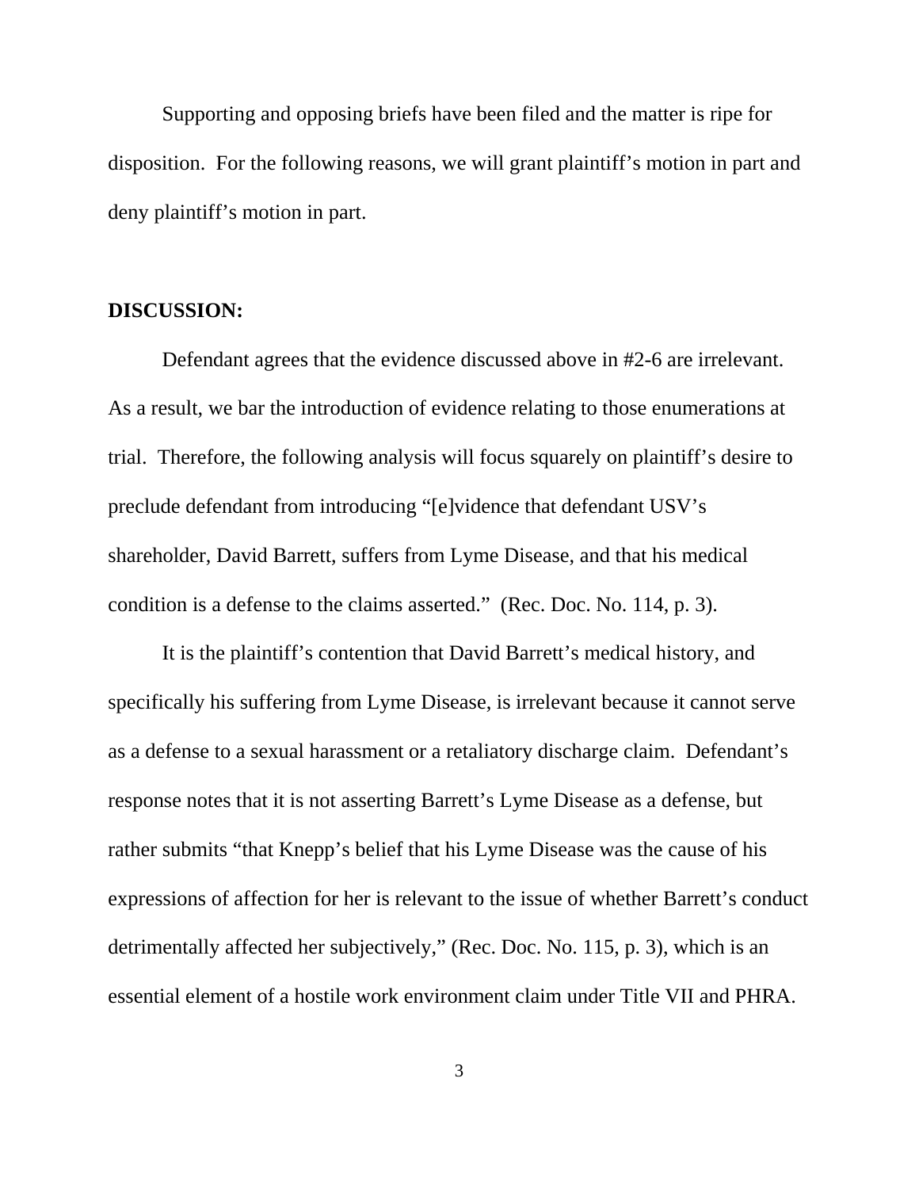Supporting and opposing briefs have been filed and the matter is ripe for disposition. For the following reasons, we will grant plaintiff's motion in part and deny plaintiff's motion in part.

**DISCUSSION:**

Defendant agrees that the evidence discussed above in #2-6 are irrelevant. As a result, we bar the introduction of evidence relating to those enumerations at trial. Therefore, the following analysis will focus squarely on plaintiff's desire to preclude defendant from introducing "[e]vidence that defendant USV's shareholder, David Barrett, suffers from Lyme Disease, and that his medical condition is a defense to the claims asserted." (Rec. Doc. No. 114, p. 3).

It is the plaintiff's contention that David Barrett's medical history, and specifically his suffering from Lyme Disease, is irrelevant because it cannot serve as a defense to a sexual harassment or a retaliatory discharge claim. Defendant's response notes that it is not asserting Barrett's Lyme Disease as a defense, but rather submits "that Knepp's belief that his Lyme Disease was the cause of his expressions of affection for her is relevant to the issue of whether Barrett's conduct detrimentally affected her subjectively," (Rec. Doc. No. 115, p. 3), which is an essential element of a hostile work environment claim under Title VII and PHRA.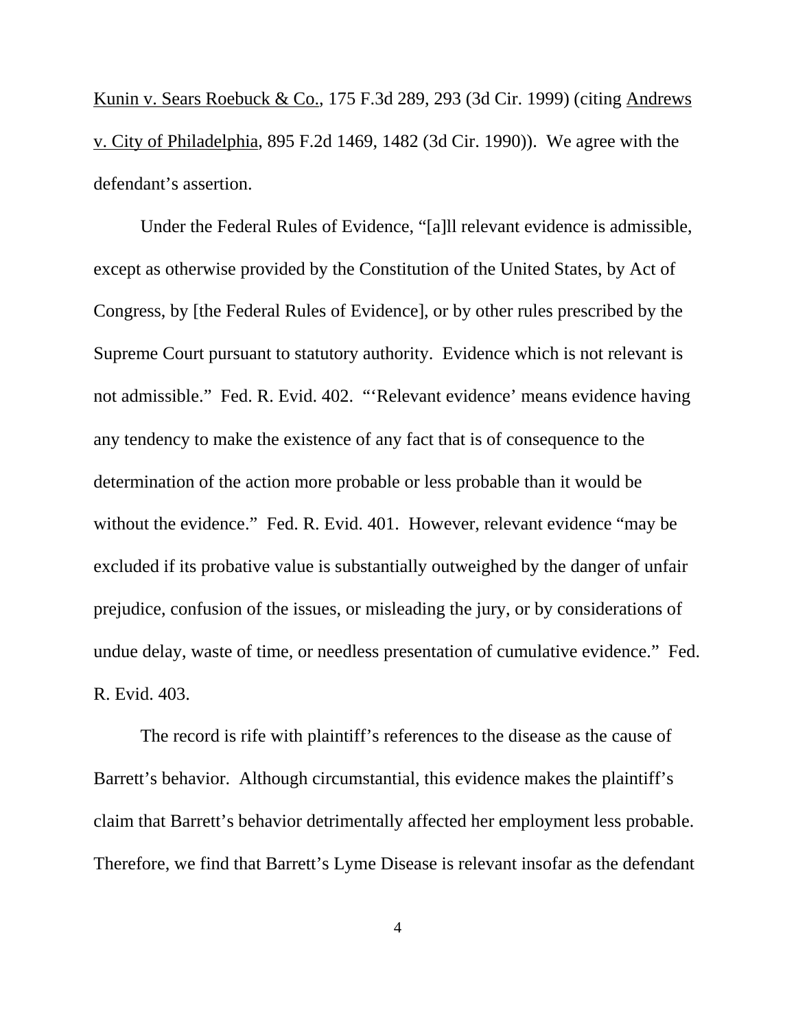Kunin v. Sears Roebuck & Co., 175 F.3d 289, 293 (3d Cir. 1999) (citing Andrews v. City of Philadelphia, 895 F.2d 1469, 1482 (3d Cir. 1990)). We agree with the defendant's assertion.

Under the Federal Rules of Evidence, "[a]ll relevant evidence is admissible, except as otherwise provided by the Constitution of the United States, by Act of Congress, by [the Federal Rules of Evidence], or by other rules prescribed by the Supreme Court pursuant to statutory authority. Evidence which is not relevant is not admissible." Fed. R. Evid. 402. "'Relevant evidence' means evidence having any tendency to make the existence of any fact that is of consequence to the determination of the action more probable or less probable than it would be without the evidence." Fed. R. Evid. 401. However, relevant evidence "may be excluded if its probative value is substantially outweighed by the danger of unfair prejudice, confusion of the issues, or misleading the jury, or by considerations of undue delay, waste of time, or needless presentation of cumulative evidence." Fed. R. Evid. 403.

The record is rife with plaintiff's references to the disease as the cause of Barrett's behavior. Although circumstantial, this evidence makes the plaintiff's claim that Barrett's behavior detrimentally affected her employment less probable. Therefore, we find that Barrett's Lyme Disease is relevant insofar as the defendant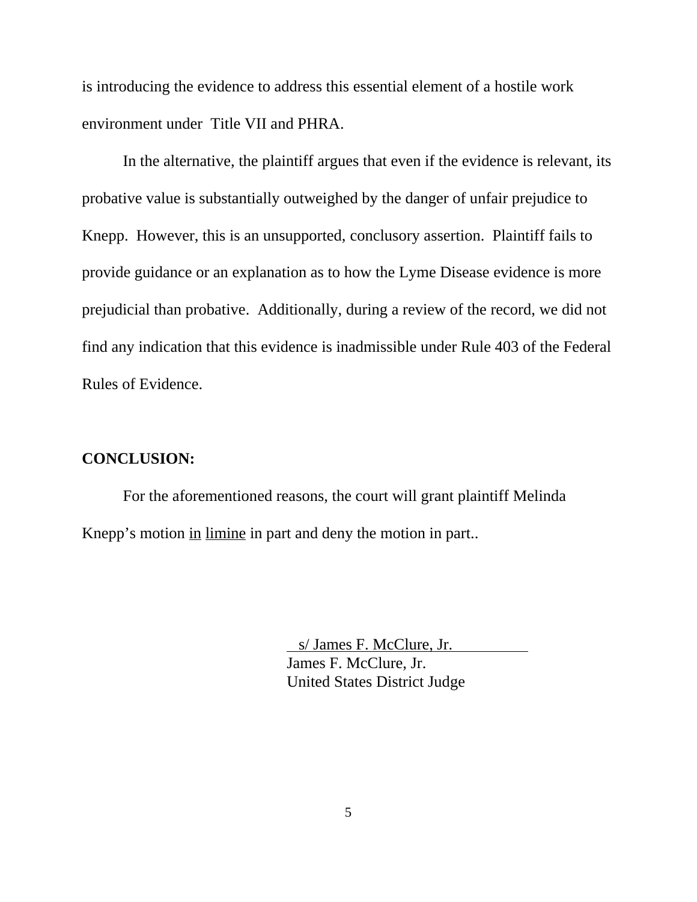is introducing the evidence to address this essential element of a hostile work environment under Title VII and PHRA.

In the alternative, the plaintiff argues that even if the evidence is relevant, its probative value is substantially outweighed by the danger of unfair prejudice to Knepp. However, this is an unsupported, conclusory assertion. Plaintiff fails to provide guidance or an explanation as to how the Lyme Disease evidence is more prejudicial than probative. Additionally, during a review of the record, we did not find any indication that this evidence is inadmissible under Rule 403 of the Federal Rules of Evidence.

**CONCLUSION:**

For the aforementioned reasons, the court will grant plaintiff Melinda Knepp's motion in limine in part and deny the motion in part..

s/ James F. McClure, Jr.
James F. McClure, Jr.
United States District Judge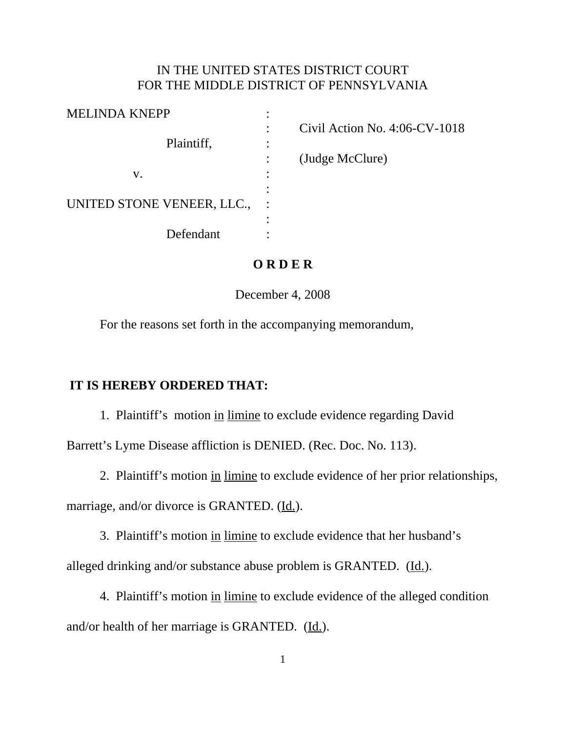IN THE UNITED STATES DISTRICT COURT
FOR THE MIDDLE DISTRICT OF PENNSYLVANIA

| | | |
|---|---|---|
| MELINDA KNEPP | : | |
| | : | Civil Action No. 4:06-CV-1018 |
| Plaintiff, | : | |
| | : | (Judge McClure) |
| v. | : | |
| | : | |
| UNITED STONE VENEER, LLC., | : | |
| | : | |
| Defendant | : | |

**O R D E R**

December 4, 2008

For the reasons set forth in the accompanying memorandum,

**IT IS HEREBY ORDERED THAT:**

1. Plaintiff's motion in limine to exclude evidence regarding David Barrett's Lyme Disease affliction is DENIED. (Rec. Doc. No. 113).

2. Plaintiff's motion in limine to exclude evidence of her prior relationships, marriage, and/or divorce is GRANTED. (Id.).

3. Plaintiff's motion in limine to exclude evidence that her husband's alleged drinking and/or substance abuse problem is GRANTED. (Id.).

4. Plaintiff's motion in limine to exclude evidence of the alleged condition and/or health of her marriage is GRANTED. (Id.).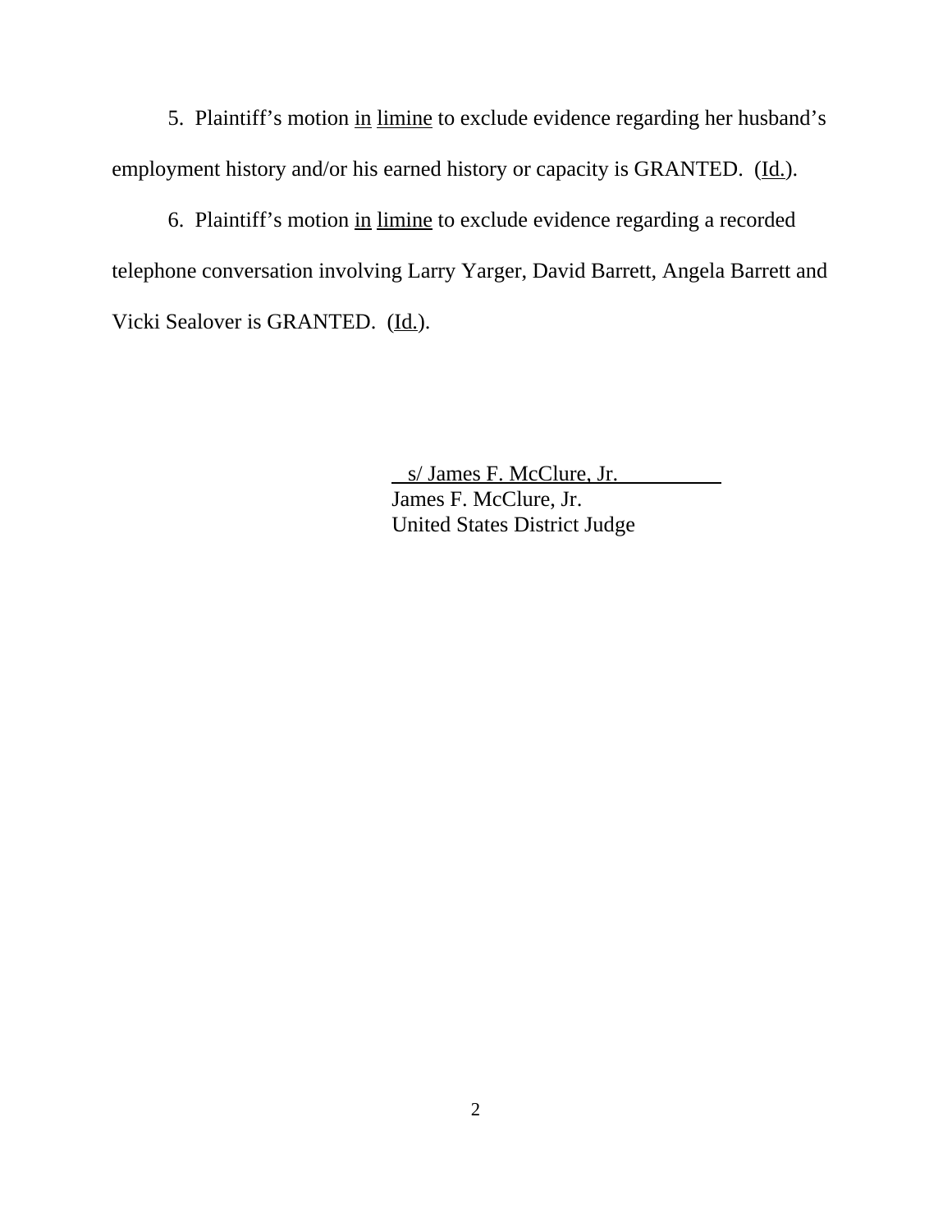5. Plaintiff's motion in limine to exclude evidence regarding her husband's employment history and/or his earned history or capacity is GRANTED. (Id.).

6. Plaintiff's motion in limine to exclude evidence regarding a recorded telephone conversation involving Larry Yarger, David Barrett, Angela Barrett and Vicki Sealover is GRANTED. (Id.).

s/ James F. McClure, Jr.
James F. McClure, Jr.
United States District Judge